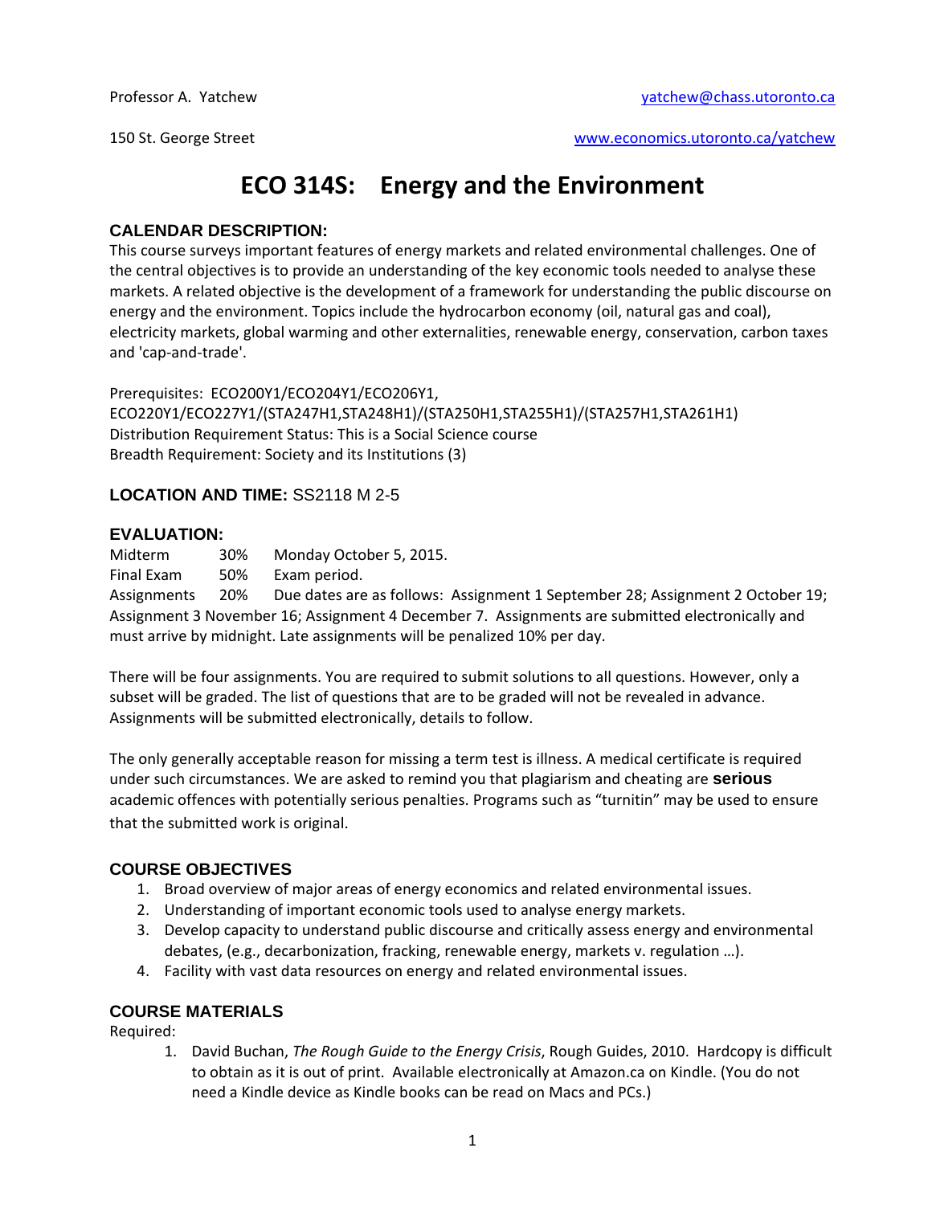Professor A. Yatchew yatchew@chass.utoronto.ca

150 St. George Street www.economics.utoronto.ca/yatchew

# ECO 314S: Energy and the Environment

## CALENDAR DESCRIPTION:

This course surveys important features of energy markets and related environmental challenges. One of the central objectives is to provide an understanding of the key economic tools needed to analyse these markets. A related objective is the development of a framework for understanding the public discourse on energy and the environment. Topics include the hydrocarbon economy (oil, natural gas and coal), electricity markets, global warming and other externalities, renewable energy, conservation, carbon taxes and 'cap-and-trade'.

Prerequisites: ECO200Y1/ECO204Y1/ECO206Y1, ECO220Y1/ECO227Y1/(STA247H1,STA248H1)/(STA250H1,STA255H1)/(STA257H1,STA261H1)
Distribution Requirement Status: This is a Social Science course
Breadth Requirement: Society and its Institutions (3)

## LOCATION AND TIME: SS2118 M 2-5

## EVALUATION:

Midterm 30% Monday October 5, 2015.
Final Exam 50% Exam period.
Assignments 20% Due dates are as follows: Assignment 1 September 28; Assignment 2 October 19; Assignment 3 November 16; Assignment 4 December 7. Assignments are submitted electronically and must arrive by midnight. Late assignments will be penalized 10% per day.

There will be four assignments. You are required to submit solutions to all questions. However, only a subset will be graded. The list of questions that are to be graded will not be revealed in advance. Assignments will be submitted electronically, details to follow.

The only generally acceptable reason for missing a term test is illness. A medical certificate is required under such circumstances. We are asked to remind you that plagiarism and cheating are **serious** academic offences with potentially serious penalties. Programs such as "turnitin" may be used to ensure that the submitted work is original.

## COURSE OBJECTIVES

1. Broad overview of major areas of energy economics and related environmental issues.
2. Understanding of important economic tools used to analyse energy markets.
3. Develop capacity to understand public discourse and critically assess energy and environmental debates, (e.g., decarbonization, fracking, renewable energy, markets v. regulation …).
4. Facility with vast data resources on energy and related environmental issues.

## COURSE MATERIALS

Required:

1. David Buchan, *The Rough Guide to the Energy Crisis*, Rough Guides, 2010. Hardcopy is difficult to obtain as it is out of print. Available electronically at Amazon.ca on Kindle. (You do not need a Kindle device as Kindle books can be read on Macs and PCs.)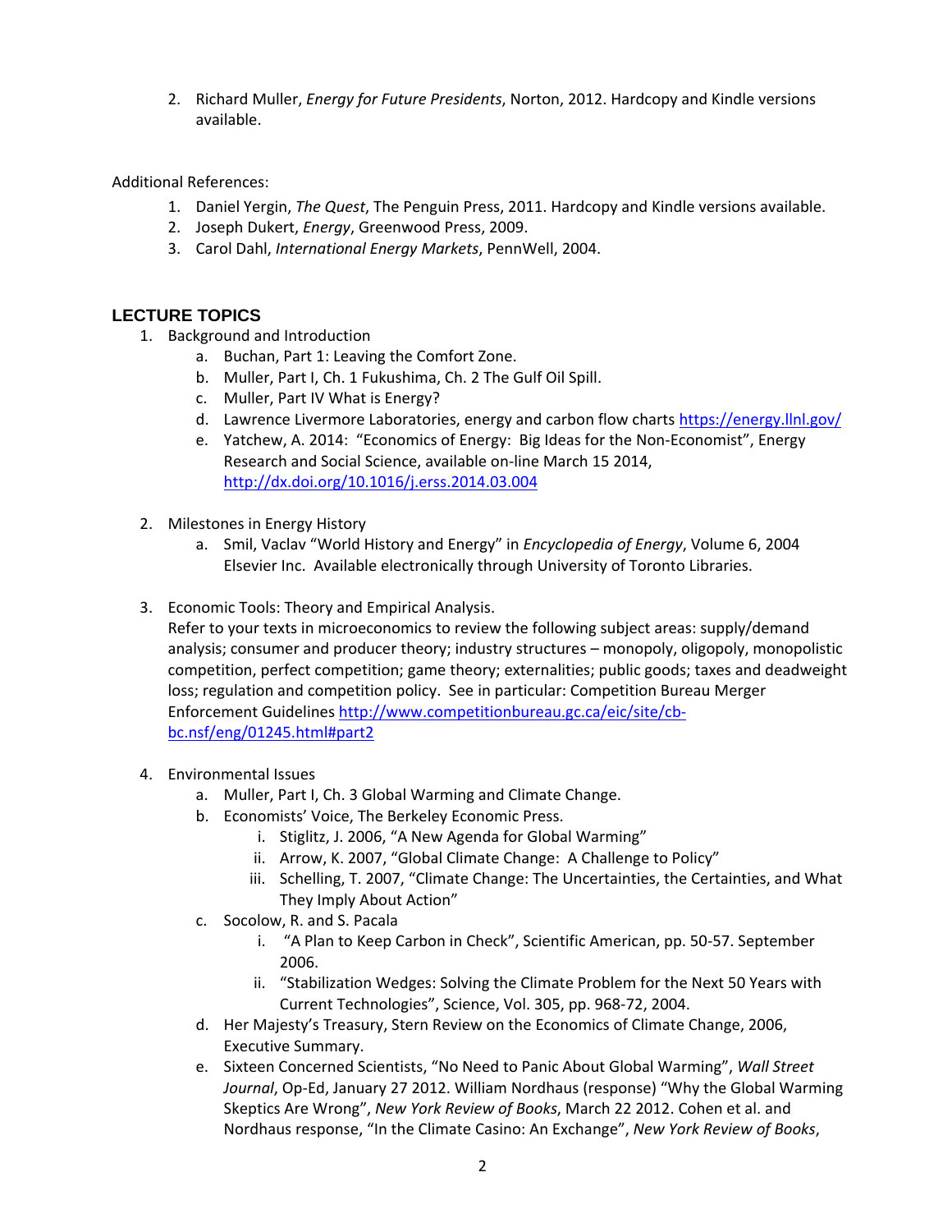2. Richard Muller, *Energy for Future Presidents*, Norton, 2012. Hardcopy and Kindle versions available.

Additional References:

1. Daniel Yergin, *The Quest*, The Penguin Press, 2011. Hardcopy and Kindle versions available.
2. Joseph Dukert, *Energy*, Greenwood Press, 2009.
3. Carol Dahl, *International Energy Markets*, PennWell, 2004.

## LECTURE TOPICS

1. Background and Introduction
   a. Buchan, Part 1: Leaving the Comfort Zone.
   b. Muller, Part I, Ch. 1 Fukushima, Ch. 2 The Gulf Oil Spill.
   c. Muller, Part IV What is Energy?
   d. Lawrence Livermore Laboratories, energy and carbon flow charts https://energy.llnl.gov/
   e. Yatchew, A. 2014: "Economics of Energy: Big Ideas for the Non-Economist", Energy Research and Social Science, available on-line March 15 2014, http://dx.doi.org/10.1016/j.erss.2014.03.004

2. Milestones in Energy History
   a. Smil, Vaclav "World History and Energy" in *Encyclopedia of Energy*, Volume 6, 2004 Elsevier Inc. Available electronically through University of Toronto Libraries.

3. Economic Tools: Theory and Empirical Analysis.
   Refer to your texts in microeconomics to review the following subject areas: supply/demand analysis; consumer and producer theory; industry structures – monopoly, oligopoly, monopolistic competition, perfect competition; game theory; externalities; public goods; taxes and deadweight loss; regulation and competition policy. See in particular: Competition Bureau Merger Enforcement Guidelines http://www.competitionbureau.gc.ca/eic/site/cb-bc.nsf/eng/01245.html#part2

4. Environmental Issues
   a. Muller, Part I, Ch. 3 Global Warming and Climate Change.
   b. Economists' Voice, The Berkeley Economic Press.
      i. Stiglitz, J. 2006, "A New Agenda for Global Warming"
      ii. Arrow, K. 2007, "Global Climate Change: A Challenge to Policy"
      iii. Schelling, T. 2007, "Climate Change: The Uncertainties, the Certainties, and What They Imply About Action"
   c. Socolow, R. and S. Pacala
      i. "A Plan to Keep Carbon in Check", Scientific American, pp. 50-57. September 2006.
      ii. "Stabilization Wedges: Solving the Climate Problem for the Next 50 Years with Current Technologies", Science, Vol. 305, pp. 968-72, 2004.
   d. Her Majesty's Treasury, Stern Review on the Economics of Climate Change, 2006, Executive Summary.
   e. Sixteen Concerned Scientists, "No Need to Panic About Global Warming", *Wall Street Journal*, Op-Ed, January 27 2012. William Nordhaus (response) "Why the Global Warming Skeptics Are Wrong", *New York Review of Books*, March 22 2012. Cohen et al. and Nordhaus response, "In the Climate Casino: An Exchange", *New York Review of Books*,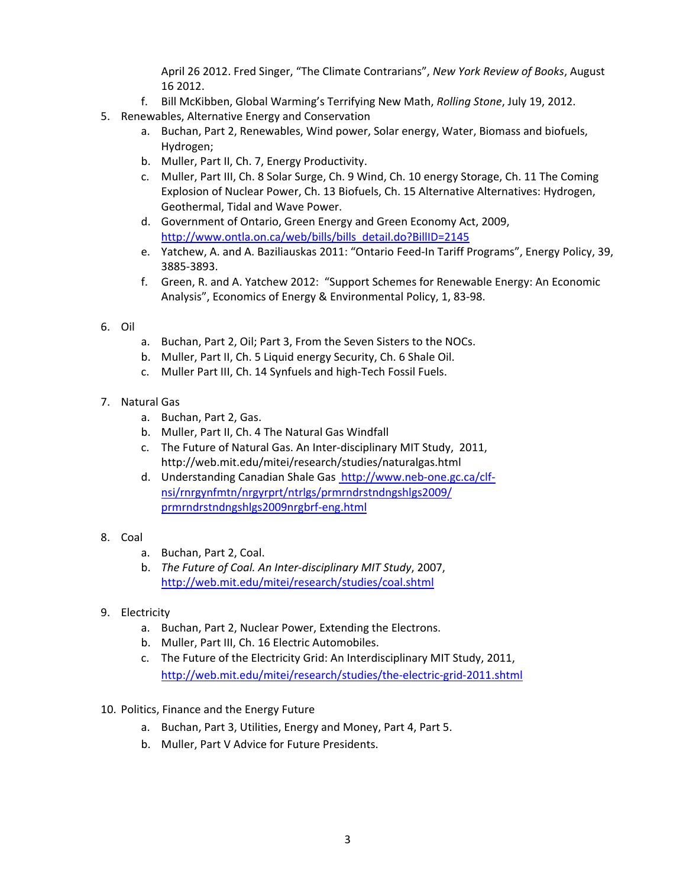April 26 2012. Fred Singer, "The Climate Contrarians", *New York Review of Books*, August 16 2012.

   f. Bill McKibben, Global Warming's Terrifying New Math, *Rolling Stone*, July 19, 2012.

5. Renewables, Alternative Energy and Conservation
   a. Buchan, Part 2, Renewables, Wind power, Solar energy, Water, Biomass and biofuels, Hydrogen;
   b. Muller, Part II, Ch. 7, Energy Productivity.
   c. Muller, Part III, Ch. 8 Solar Surge, Ch. 9 Wind, Ch. 10 energy Storage, Ch. 11 The Coming Explosion of Nuclear Power, Ch. 13 Biofuels, Ch. 15 Alternative Alternatives: Hydrogen, Geothermal, Tidal and Wave Power.
   d. Government of Ontario, Green Energy and Green Economy Act, 2009, http://www.ontla.on.ca/web/bills/bills_detail.do?BillID=2145
   e. Yatchew, A. and A. Baziliauskas 2011: "Ontario Feed-In Tariff Programs", Energy Policy, 39, 3885-3893.
   f. Green, R. and A. Yatchew 2012: "Support Schemes for Renewable Energy: An Economic Analysis", Economics of Energy & Environmental Policy, 1, 83-98.

6. Oil
   a. Buchan, Part 2, Oil; Part 3, From the Seven Sisters to the NOCs.
   b. Muller, Part II, Ch. 5 Liquid energy Security, Ch. 6 Shale Oil.
   c. Muller Part III, Ch. 14 Synfuels and high-Tech Fossil Fuels.

7. Natural Gas
   a. Buchan, Part 2, Gas.
   b. Muller, Part II, Ch. 4 The Natural Gas Windfall
   c. The Future of Natural Gas. An Inter-disciplinary MIT Study, 2011, http://web.mit.edu/mitei/research/studies/naturalgas.html
   d. Understanding Canadian Shale Gas http://www.neb-one.gc.ca/clf-nsi/rnrgynfmtn/nrgyrprt/ntrlgs/prmrndrstndngshlgs2009/prmrndrstndngshlgs2009nrgbrf-eng.html

8. Coal
   a. Buchan, Part 2, Coal.
   b. *The Future of Coal. An Inter-disciplinary MIT Study*, 2007, http://web.mit.edu/mitei/research/studies/coal.shtml

9. Electricity
   a. Buchan, Part 2, Nuclear Power, Extending the Electrons.
   b. Muller, Part III, Ch. 16 Electric Automobiles.
   c. The Future of the Electricity Grid: An Interdisciplinary MIT Study, 2011, http://web.mit.edu/mitei/research/studies/the-electric-grid-2011.shtml

10. Politics, Finance and the Energy Future
   a. Buchan, Part 3, Utilities, Energy and Money, Part 4, Part 5.
   b. Muller, Part V Advice for Future Presidents.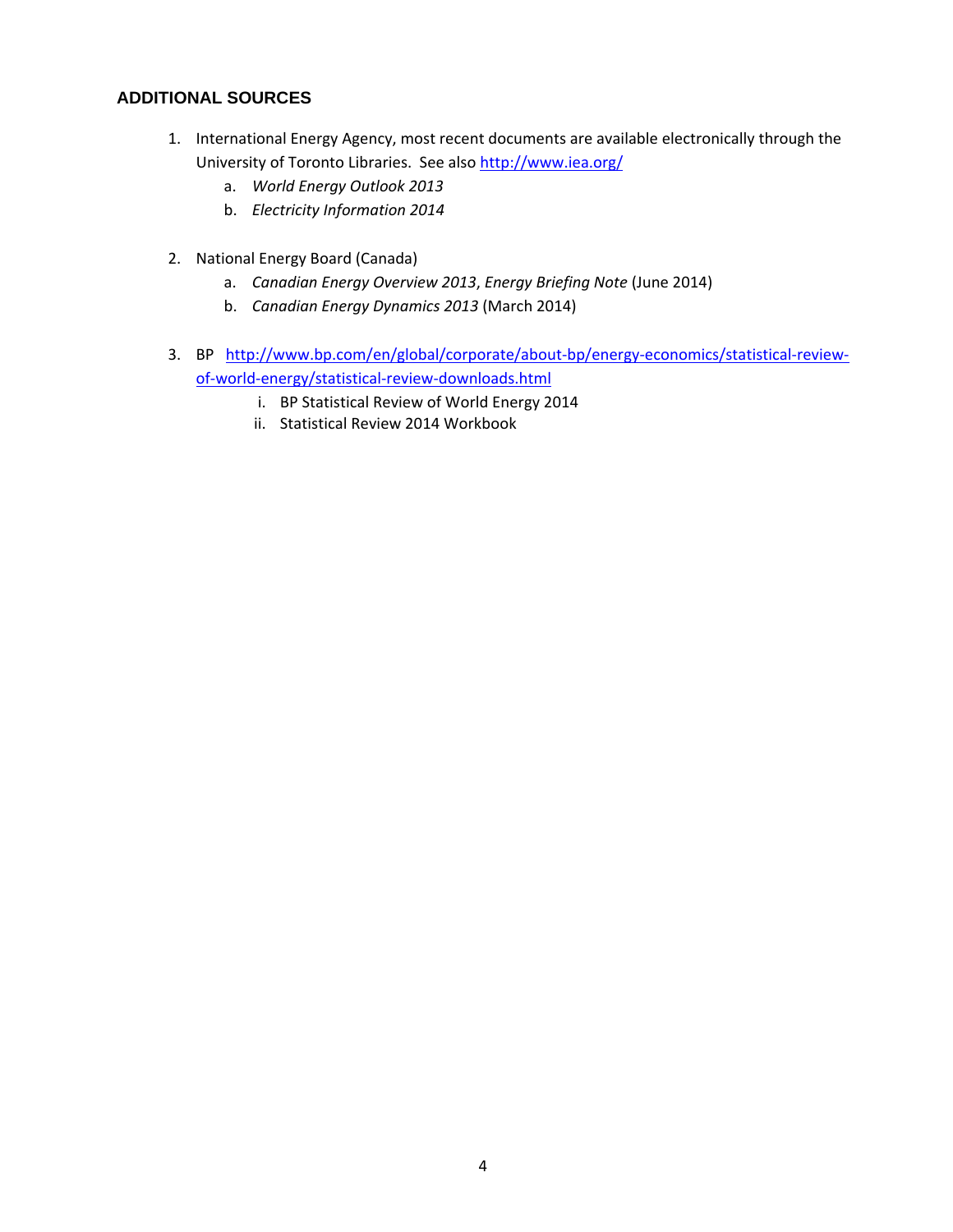## ADDITIONAL SOURCES

1. International Energy Agency, most recent documents are available electronically through the University of Toronto Libraries. See also http://www.iea.org/
    a. *World Energy Outlook 2013*
    b. *Electricity Information 2014*

2. National Energy Board (Canada)
    a. *Canadian Energy Overview 2013*, *Energy Briefing Note* (June 2014)
    b. *Canadian Energy Dynamics 2013* (March 2014)

3. BP http://www.bp.com/en/global/corporate/about-bp/energy-economics/statistical-review-of-world-energy/statistical-review-downloads.html
    i. BP Statistical Review of World Energy 2014
    ii. Statistical Review 2014 Workbook